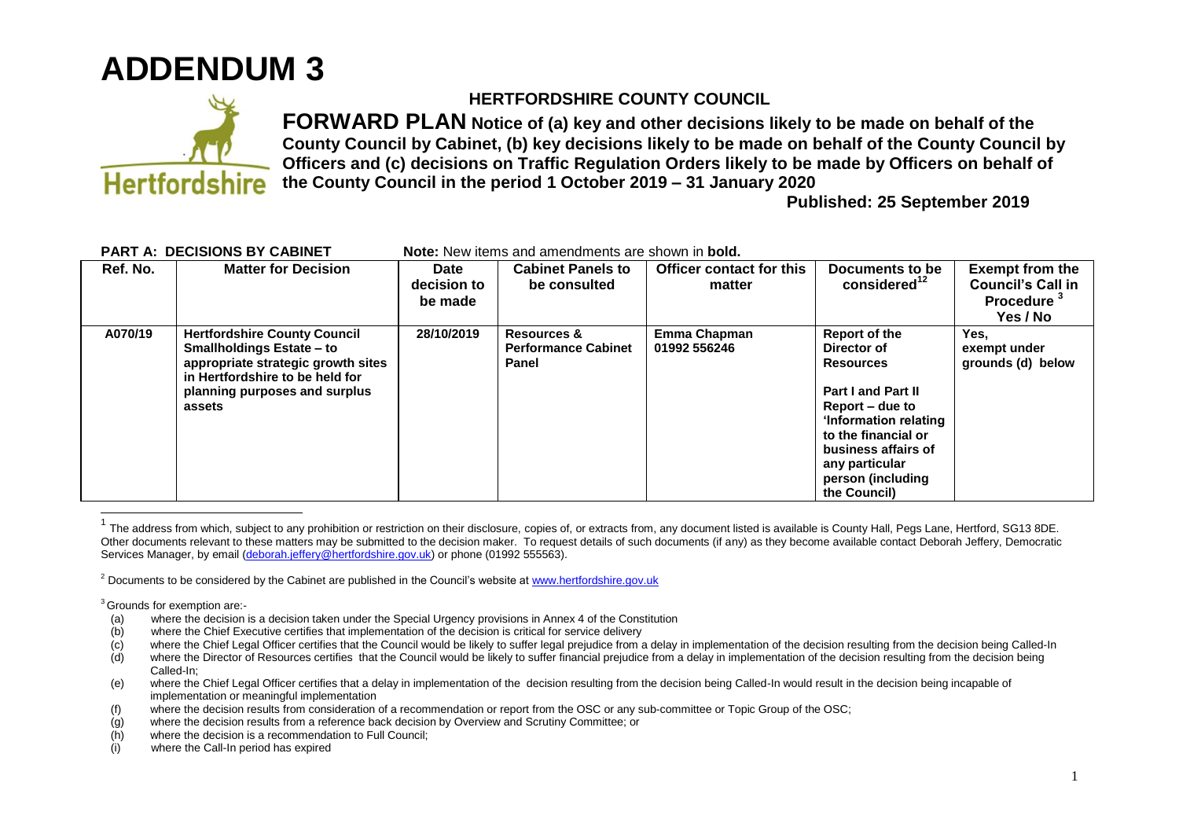# ADDENDUM 3

## HERTFORDSHIRE COUNTY COUNCIL

**FORWARD PLAN Notice of (a) key and other decisions likely to be made on behalf of the County Council by Cabinet, (b) key decisions likely to be made on behalf of the County Council by Officers and (c) decisions on Traffic Regulation Orders likely to be made by Officers on behalf of the County Council in the period 1 October 2019 – 31 January 2020**

**Published: 25 September 2019**

**PART A: DECISIONS BY CABINET** **Note:** New items and amendments are shown in **bold.**

| Ref. No. | Matter for Decision | Date decision to be made | Cabinet Panels to be consulted | Officer contact for this matter | Documents to be considered[1][2] | Exempt from the Council's Call in Procedure [3] Yes / No |
|---|---|---|---|---|---|---|
| A070/19 | **Hertfordshire County Council Smallholdings Estate – to appropriate strategic growth sites in Hertfordshire to be held for planning purposes and surplus assets** | **28/10/2019** | **Resources & Performance Cabinet Panel** | **Emma Chapman 01992 556246** | **Report of the Director of Resources<br><br>Part I and Part II Report – due to 'Information relating to the financial or business affairs of any particular person (including the Council)** | **Yes, exempt under grounds (d) below** |

[1] The address from which, subject to any prohibition or restriction on their disclosure, copies of, or extracts from, any document listed is available is County Hall, Pegs Lane, Hertford, SG13 8DE. Other documents relevant to these matters may be submitted to the decision maker. To request details of such documents (if any) as they become available contact Deborah Jeffery, Democratic Services Manager, by email (deborah.jeffery@hertfordshire.gov.uk) or phone (01992 555563).

[2] Documents to be considered by the Cabinet are published in the Council's website at www.hertfordshire.gov.uk

[3] Grounds for exemption are:-

- (a) where the decision is a decision taken under the Special Urgency provisions in Annex 4 of the Constitution
- (b) where the Chief Executive certifies that implementation of the decision is critical for service delivery
- (c) where the Chief Legal Officer certifies that the Council would be likely to suffer legal prejudice from a delay in implementation of the decision resulting from the decision being Called-In
- (d) where the Director of Resources certifies that the Council would be likely to suffer financial prejudice from a delay in implementation of the decision resulting from the decision being Called-In;
- (e) where the Chief Legal Officer certifies that a delay in implementation of the decision resulting from the decision being Called-In would result in the decision being incapable of implementation or meaningful implementation
- (f) where the decision results from consideration of a recommendation or report from the OSC or any sub-committee or Topic Group of the OSC;
- (g) where the decision results from a reference back decision by Overview and Scrutiny Committee; or
- (h) where the decision is a recommendation to Full Council;
- (i) where the Call-In period has expired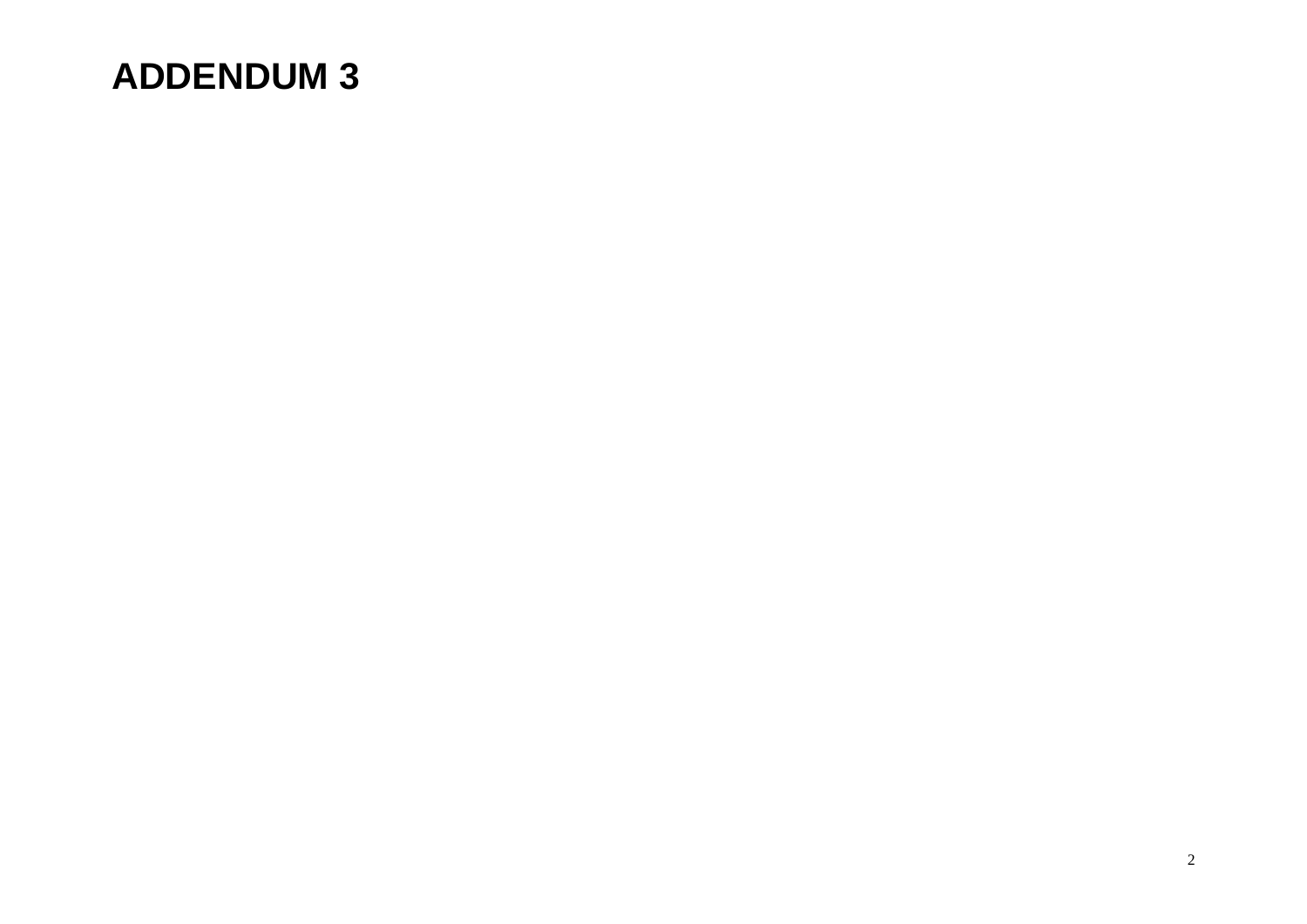# ADDENDUM 3